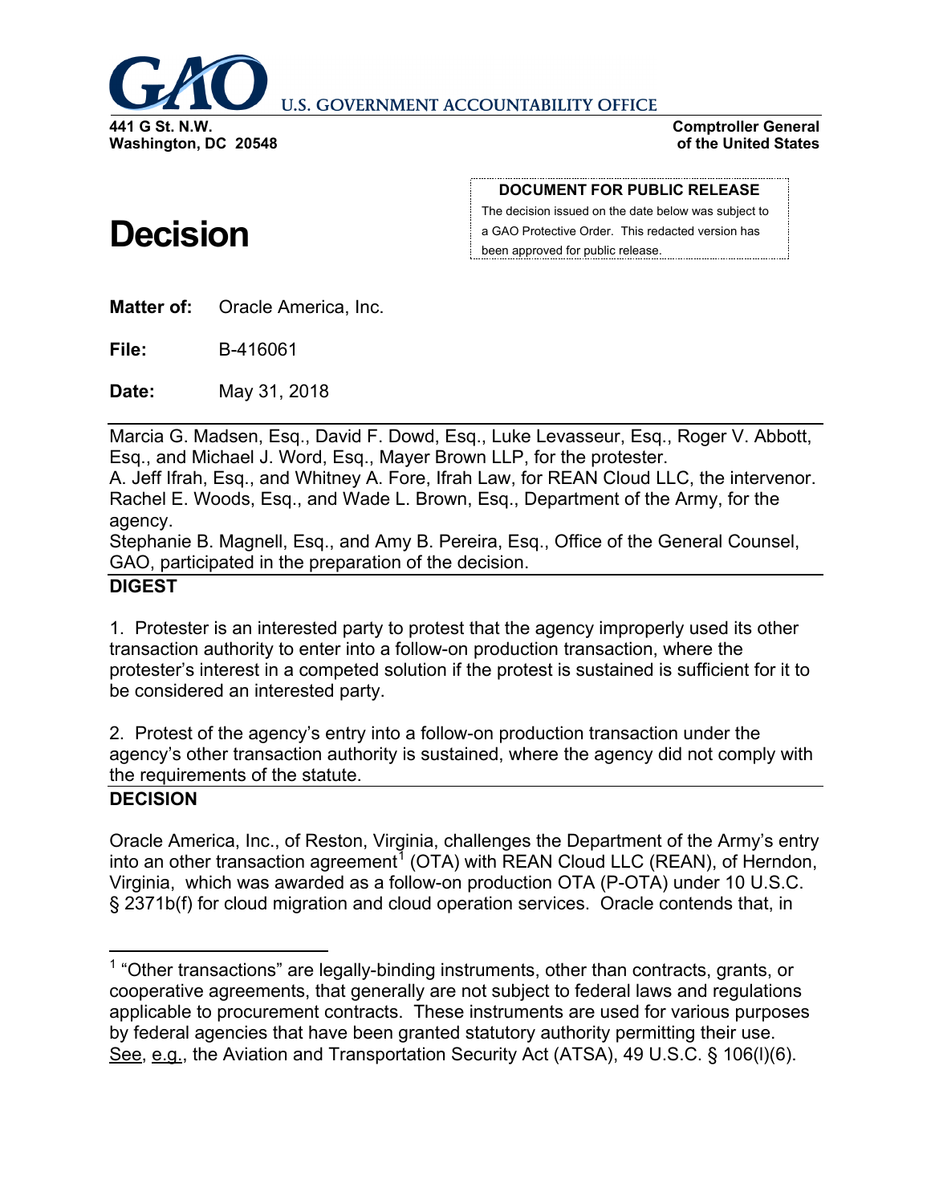**GAO** U.S. GOVERNMENT ACCOUNTABILITY OFFICE

**441 G St. N.W.**
**Washington, DC 20548**

**Comptroller General**
**of the United States**

**DOCUMENT FOR PUBLIC RELEASE**
The decision issued on the date below was subject to a GAO Protective Order. This redacted version has been approved for public release.

# Decision

**Matter of:** Oracle America, Inc.

**File:** B-416061

**Date:** May 31, 2018

Marcia G. Madsen, Esq., David F. Dowd, Esq., Luke Levasseur, Esq., Roger V. Abbott, Esq., and Michael J. Word, Esq., Mayer Brown LLP, for the protester.
A. Jeff Ifrah, Esq., and Whitney A. Fore, Ifrah Law, for REAN Cloud LLC, the intervenor.
Rachel E. Woods, Esq., and Wade L. Brown, Esq., Department of the Army, for the agency.
Stephanie B. Magnell, Esq., and Amy B. Pereira, Esq., Office of the General Counsel, GAO, participated in the preparation of the decision.

## DIGEST

1. Protester is an interested party to protest that the agency improperly used its other transaction authority to enter into a follow-on production transaction, where the protester's interest in a competed solution if the protest is sustained is sufficient for it to be considered an interested party.

2. Protest of the agency's entry into a follow-on production transaction under the agency's other transaction authority is sustained, where the agency did not comply with the requirements of the statute.

## DECISION

Oracle America, Inc., of Reston, Virginia, challenges the Department of the Army's entry into an other transaction agreement[1] (OTA) with REAN Cloud LLC (REAN), of Herndon, Virginia, which was awarded as a follow-on production OTA (P-OTA) under 10 U.S.C. § 2371b(f) for cloud migration and cloud operation services. Oracle contends that, in

[1] "Other transactions" are legally-binding instruments, other than contracts, grants, or cooperative agreements, that generally are not subject to federal laws and regulations applicable to procurement contracts. These instruments are used for various purposes by federal agencies that have been granted statutory authority permitting their use. See, e.g., the Aviation and Transportation Security Act (ATSA), 49 U.S.C. § 106(l)(6).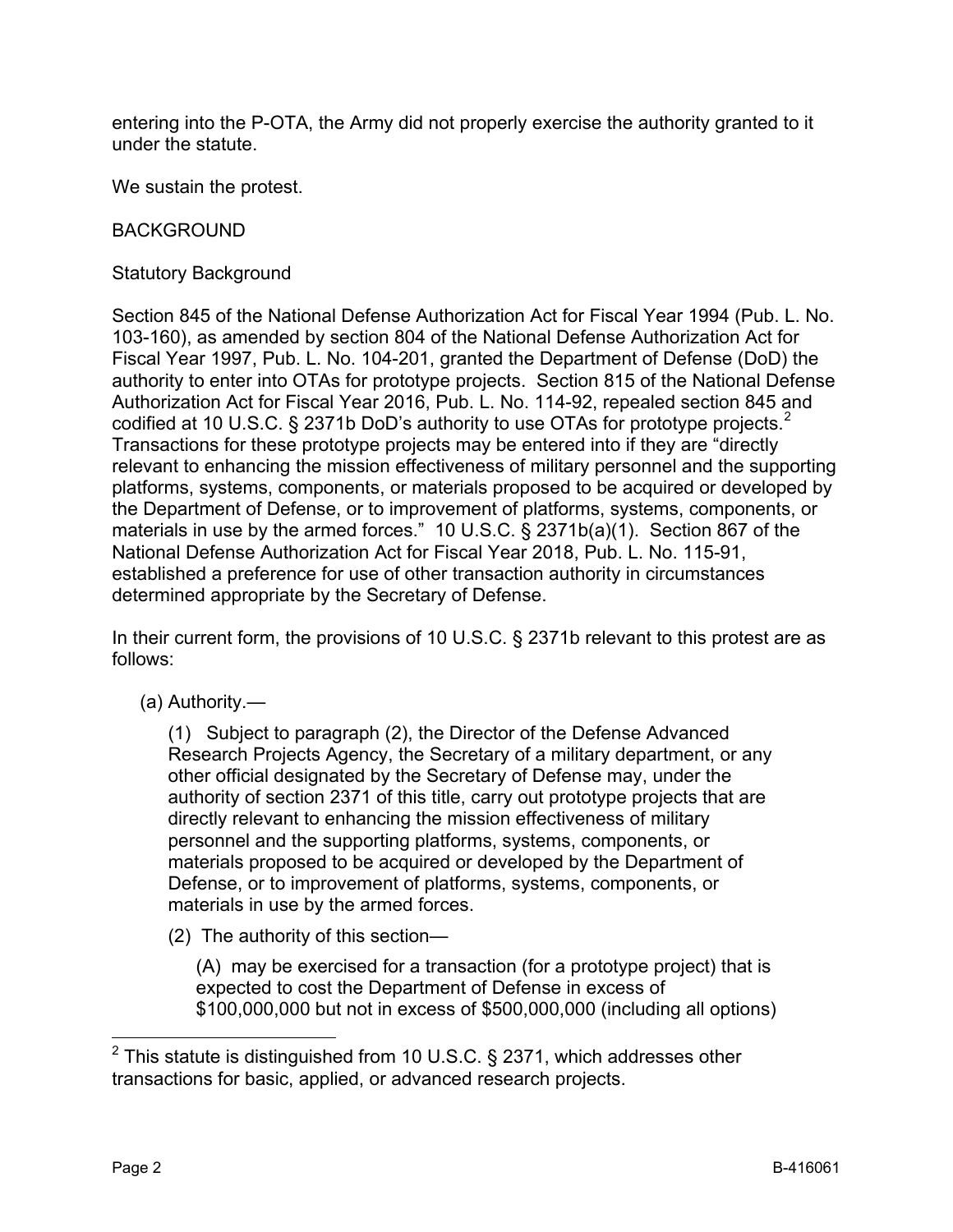entering into the P-OTA, the Army did not properly exercise the authority granted to it under the statute.

We sustain the protest.

## BACKGROUND

### Statutory Background

Section 845 of the National Defense Authorization Act for Fiscal Year 1994 (Pub. L. No. 103-160), as amended by section 804 of the National Defense Authorization Act for Fiscal Year 1997, Pub. L. No. 104-201, granted the Department of Defense (DoD) the authority to enter into OTAs for prototype projects. Section 815 of the National Defense Authorization Act for Fiscal Year 2016, Pub. L. No. 114-92, repealed section 845 and codified at 10 U.S.C. § 2371b DoD's authority to use OTAs for prototype projects.[2] Transactions for these prototype projects may be entered into if they are "directly relevant to enhancing the mission effectiveness of military personnel and the supporting platforms, systems, components, or materials proposed to be acquired or developed by the Department of Defense, or to improvement of platforms, systems, components, or materials in use by the armed forces." 10 U.S.C. § 2371b(a)(1). Section 867 of the National Defense Authorization Act for Fiscal Year 2018, Pub. L. No. 115-91, established a preference for use of other transaction authority in circumstances determined appropriate by the Secretary of Defense.

In their current form, the provisions of 10 U.S.C. § 2371b relevant to this protest are as follows:

> (a) Authority.—
>
> > (1) Subject to paragraph (2), the Director of the Defense Advanced Research Projects Agency, the Secretary of a military department, or any other official designated by the Secretary of Defense may, under the authority of section 2371 of this title, carry out prototype projects that are directly relevant to enhancing the mission effectiveness of military personnel and the supporting platforms, systems, components, or materials proposed to be acquired or developed by the Department of Defense, or to improvement of platforms, systems, components, or materials in use by the armed forces.
> >
> > (2) The authority of this section—
> >
> > > (A) may be exercised for a transaction (for a prototype project) that is expected to cost the Department of Defense in excess of $100,000,000 but not in excess of $500,000,000 (including all options)

[2] This statute is distinguished from 10 U.S.C. § 2371, which addresses other transactions for basic, applied, or advanced research projects.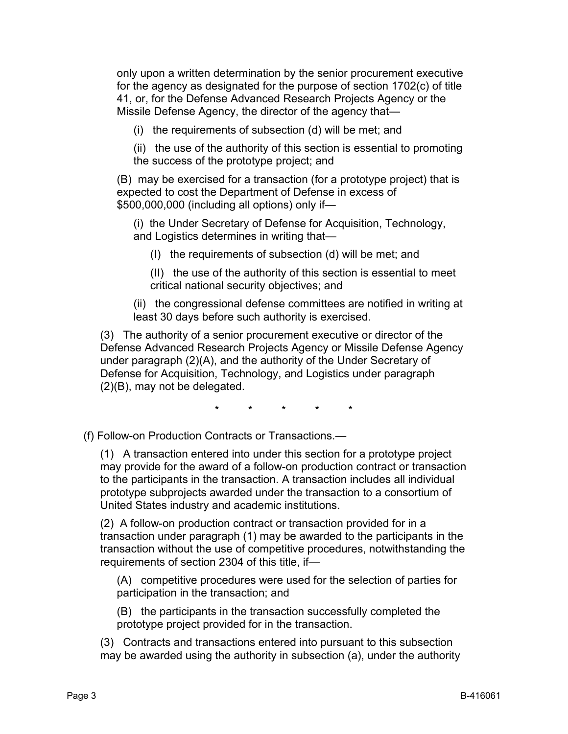only upon a written determination by the senior procurement executive for the agency as designated for the purpose of section 1702(c) of title 41, or, for the Defense Advanced Research Projects Agency or the Missile Defense Agency, the director of the agency that—

(i) the requirements of subsection (d) will be met; and

(ii) the use of the authority of this section is essential to promoting the success of the prototype project; and

(B) may be exercised for a transaction (for a prototype project) that is expected to cost the Department of Defense in excess of $500,000,000 (including all options) only if—

(i) the Under Secretary of Defense for Acquisition, Technology, and Logistics determines in writing that—

(I) the requirements of subsection (d) will be met; and

(II) the use of the authority of this section is essential to meet critical national security objectives; and

(ii) the congressional defense committees are notified in writing at least 30 days before such authority is exercised.

(3) The authority of a senior procurement executive or director of the Defense Advanced Research Projects Agency or Missile Defense Agency under paragraph (2)(A), and the authority of the Under Secretary of Defense for Acquisition, Technology, and Logistics under paragraph (2)(B), may not be delegated.

\* \* \* \* \*

(f) Follow-on Production Contracts or Transactions.—

(1) A transaction entered into under this section for a prototype project may provide for the award of a follow-on production contract or transaction to the participants in the transaction. A transaction includes all individual prototype subprojects awarded under the transaction to a consortium of United States industry and academic institutions.

(2) A follow-on production contract or transaction provided for in a transaction under paragraph (1) may be awarded to the participants in the transaction without the use of competitive procedures, notwithstanding the requirements of section 2304 of this title, if—

(A) competitive procedures were used for the selection of parties for participation in the transaction; and

(B) the participants in the transaction successfully completed the prototype project provided for in the transaction.

(3) Contracts and transactions entered into pursuant to this subsection may be awarded using the authority in subsection (a), under the authority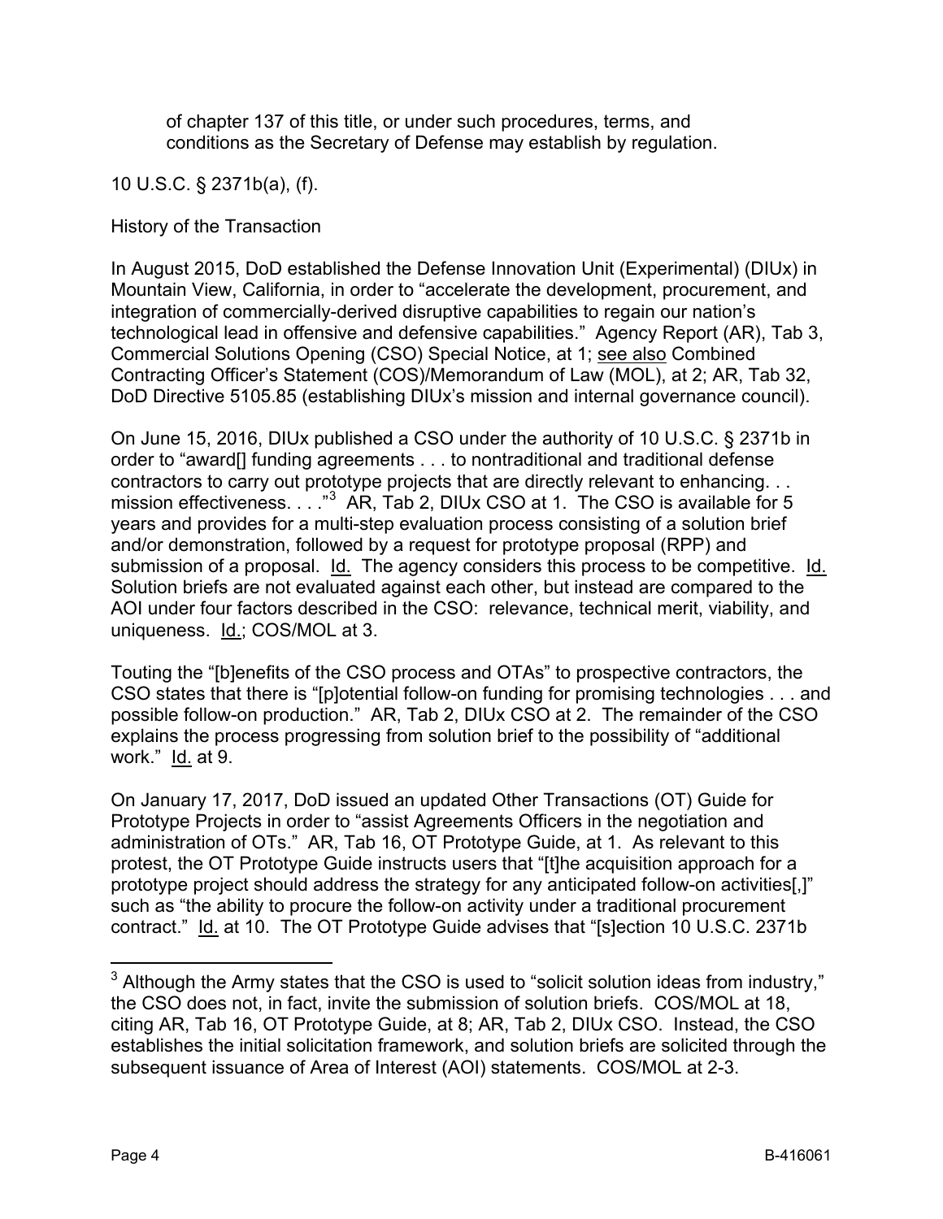of chapter 137 of this title, or under such procedures, terms, and conditions as the Secretary of Defense may establish by regulation.

10 U.S.C. § 2371b(a), (f).

History of the Transaction

In August 2015, DoD established the Defense Innovation Unit (Experimental) (DIUx) in Mountain View, California, in order to "accelerate the development, procurement, and integration of commercially-derived disruptive capabilities to regain our nation's technological lead in offensive and defensive capabilities." Agency Report (AR), Tab 3, Commercial Solutions Opening (CSO) Special Notice, at 1; see also Combined Contracting Officer's Statement (COS)/Memorandum of Law (MOL), at 2; AR, Tab 32, DoD Directive 5105.85 (establishing DIUx's mission and internal governance council).

On June 15, 2016, DIUx published a CSO under the authority of 10 U.S.C. § 2371b in order to "award[] funding agreements . . . to nontraditional and traditional defense contractors to carry out prototype projects that are directly relevant to enhancing. . . mission effectiveness. . . ."[3] AR, Tab 2, DIUx CSO at 1. The CSO is available for 5 years and provides for a multi-step evaluation process consisting of a solution brief and/or demonstration, followed by a request for prototype proposal (RPP) and submission of a proposal. Id. The agency considers this process to be competitive. Id. Solution briefs are not evaluated against each other, but instead are compared to the AOI under four factors described in the CSO: relevance, technical merit, viability, and uniqueness. Id.; COS/MOL at 3.

Touting the "[b]enefits of the CSO process and OTAs" to prospective contractors, the CSO states that there is "[p]otential follow-on funding for promising technologies . . . and possible follow-on production." AR, Tab 2, DIUx CSO at 2. The remainder of the CSO explains the process progressing from solution brief to the possibility of "additional work." Id. at 9.

On January 17, 2017, DoD issued an updated Other Transactions (OT) Guide for Prototype Projects in order to "assist Agreements Officers in the negotiation and administration of OTs." AR, Tab 16, OT Prototype Guide, at 1. As relevant to this protest, the OT Prototype Guide instructs users that "[t]he acquisition approach for a prototype project should address the strategy for any anticipated follow-on activities[,]" such as "the ability to procure the follow-on activity under a traditional procurement contract." Id. at 10. The OT Prototype Guide advises that "[s]ection 10 U.S.C. 2371b

[3] Although the Army states that the CSO is used to "solicit solution ideas from industry," the CSO does not, in fact, invite the submission of solution briefs. COS/MOL at 18, citing AR, Tab 16, OT Prototype Guide, at 8; AR, Tab 2, DIUx CSO. Instead, the CSO establishes the initial solicitation framework, and solution briefs are solicited through the subsequent issuance of Area of Interest (AOI) statements. COS/MOL at 2-3.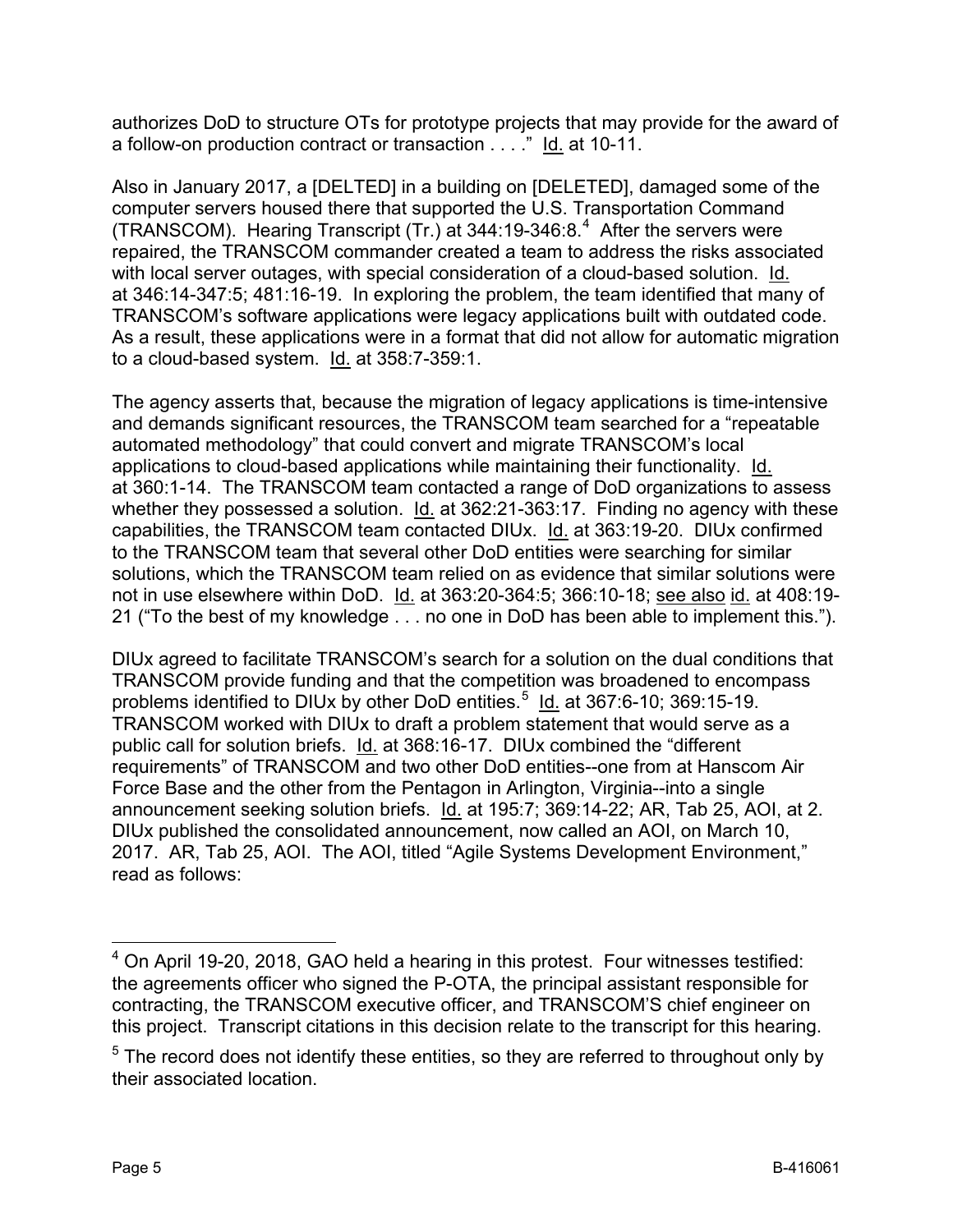authorizes DoD to structure OTs for prototype projects that may provide for the award of a follow-on production contract or transaction . . . ." Id. at 10-11.

Also in January 2017, a [DELTED] in a building on [DELETED], damaged some of the computer servers housed there that supported the U.S. Transportation Command (TRANSCOM). Hearing Transcript (Tr.) at 344:19-346:8.[4] After the servers were repaired, the TRANSCOM commander created a team to address the risks associated with local server outages, with special consideration of a cloud-based solution. Id. at 346:14-347:5; 481:16-19. In exploring the problem, the team identified that many of TRANSCOM's software applications were legacy applications built with outdated code. As a result, these applications were in a format that did not allow for automatic migration to a cloud-based system. Id. at 358:7-359:1.

The agency asserts that, because the migration of legacy applications is time-intensive and demands significant resources, the TRANSCOM team searched for a "repeatable automated methodology" that could convert and migrate TRANSCOM's local applications to cloud-based applications while maintaining their functionality. Id. at 360:1-14. The TRANSCOM team contacted a range of DoD organizations to assess whether they possessed a solution. Id. at 362:21-363:17. Finding no agency with these capabilities, the TRANSCOM team contacted DIUx. Id. at 363:19-20. DIUx confirmed to the TRANSCOM team that several other DoD entities were searching for similar solutions, which the TRANSCOM team relied on as evidence that similar solutions were not in use elsewhere within DoD. Id. at 363:20-364:5; 366:10-18; see also id. at 408:19-21 ("To the best of my knowledge . . . no one in DoD has been able to implement this.").

DIUx agreed to facilitate TRANSCOM's search for a solution on the dual conditions that TRANSCOM provide funding and that the competition was broadened to encompass problems identified to DIUx by other DoD entities.[5] Id. at 367:6-10; 369:15-19. TRANSCOM worked with DIUx to draft a problem statement that would serve as a public call for solution briefs. Id. at 368:16-17. DIUx combined the "different requirements" of TRANSCOM and two other DoD entities--one from at Hanscom Air Force Base and the other from the Pentagon in Arlington, Virginia--into a single announcement seeking solution briefs. Id. at 195:7; 369:14-22; AR, Tab 25, AOI, at 2. DIUx published the consolidated announcement, now called an AOI, on March 10, 2017. AR, Tab 25, AOI. The AOI, titled "Agile Systems Development Environment," read as follows:

---

[4] On April 19-20, 2018, GAO held a hearing in this protest. Four witnesses testified: the agreements officer who signed the P-OTA, the principal assistant responsible for contracting, the TRANSCOM executive officer, and TRANSCOM'S chief engineer on this project. Transcript citations in this decision relate to the transcript for this hearing.

[5] The record does not identify these entities, so they are referred to throughout only by their associated location.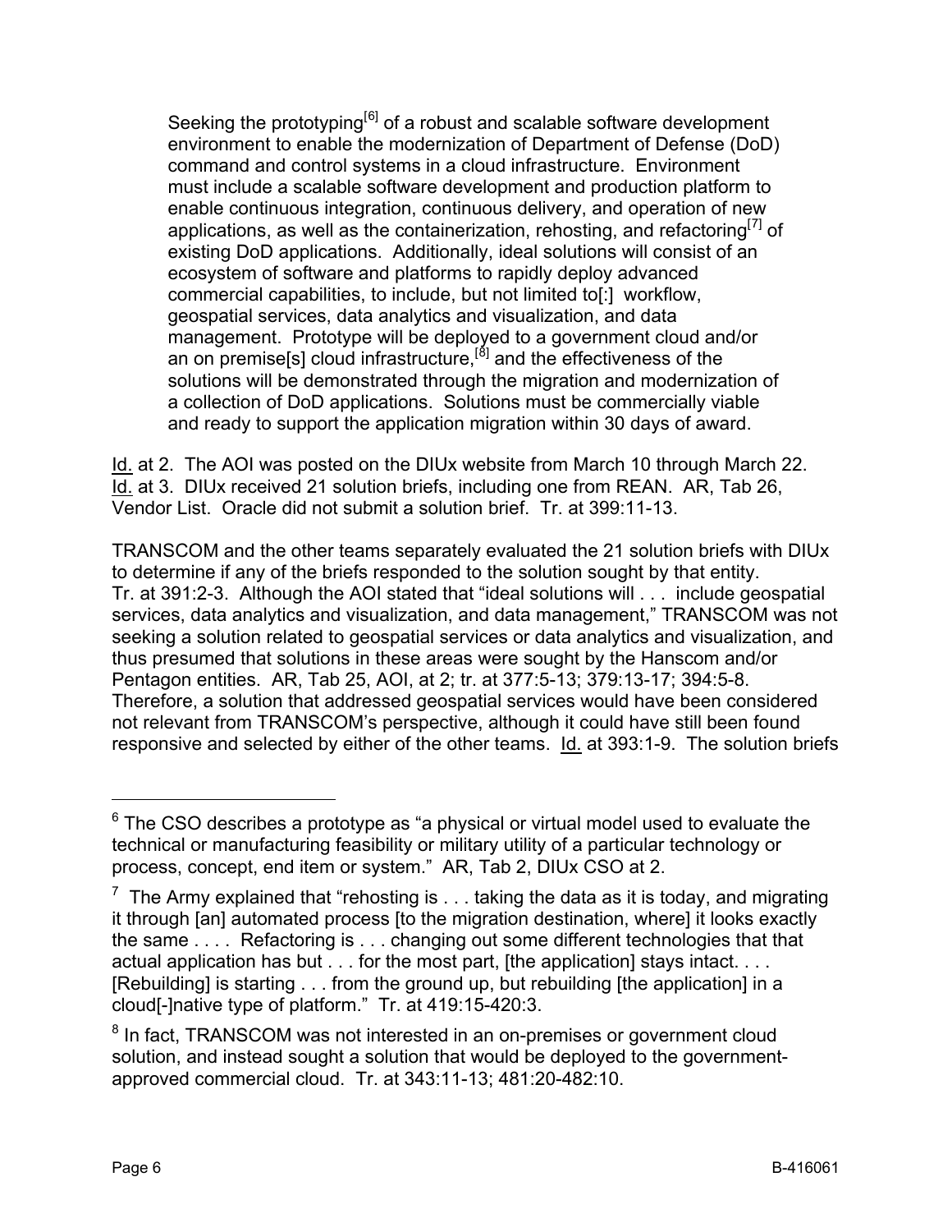> Seeking the prototyping[6] of a robust and scalable software development environment to enable the modernization of Department of Defense (DoD) command and control systems in a cloud infrastructure. Environment must include a scalable software development and production platform to enable continuous integration, continuous delivery, and operation of new applications, as well as the containerization, rehosting, and refactoring[7] of existing DoD applications. Additionally, ideal solutions will consist of an ecosystem of software and platforms to rapidly deploy advanced commercial capabilities, to include, but not limited to[:] workflow, geospatial services, data analytics and visualization, and data management. Prototype will be deployed to a government cloud and/or an on premise[s] cloud infrastructure,[8] and the effectiveness of the solutions will be demonstrated through the migration and modernization of a collection of DoD applications. Solutions must be commercially viable and ready to support the application migration within 30 days of award.

Id. at 2. The AOI was posted on the DIUx website from March 10 through March 22. Id. at 3. DIUx received 21 solution briefs, including one from REAN. AR, Tab 26, Vendor List. Oracle did not submit a solution brief. Tr. at 399:11-13.

TRANSCOM and the other teams separately evaluated the 21 solution briefs with DIUx to determine if any of the briefs responded to the solution sought by that entity. Tr. at 391:2-3. Although the AOI stated that "ideal solutions will . . . include geospatial services, data analytics and visualization, and data management," TRANSCOM was not seeking a solution related to geospatial services or data analytics and visualization, and thus presumed that solutions in these areas were sought by the Hanscom and/or Pentagon entities. AR, Tab 25, AOI, at 2; tr. at 377:5-13; 379:13-17; 394:5-8. Therefore, a solution that addressed geospatial services would have been considered not relevant from TRANSCOM's perspective, although it could have still been found responsive and selected by either of the other teams. Id. at 393:1-9. The solution briefs

---

[6] The CSO describes a prototype as "a physical or virtual model used to evaluate the technical or manufacturing feasibility or military utility of a particular technology or process, concept, end item or system." AR, Tab 2, DIUx CSO at 2.

[7] The Army explained that "rehosting is . . . taking the data as it is today, and migrating it through [an] automated process [to the migration destination, where] it looks exactly the same . . . . Refactoring is . . . changing out some different technologies that that actual application has but . . . for the most part, [the application] stays intact. . . . [Rebuilding] is starting . . . from the ground up, but rebuilding [the application] in a cloud[-]native type of platform." Tr. at 419:15-420:3.

[8] In fact, TRANSCOM was not interested in an on-premises or government cloud solution, and instead sought a solution that would be deployed to the government-approved commercial cloud. Tr. at 343:11-13; 481:20-482:10.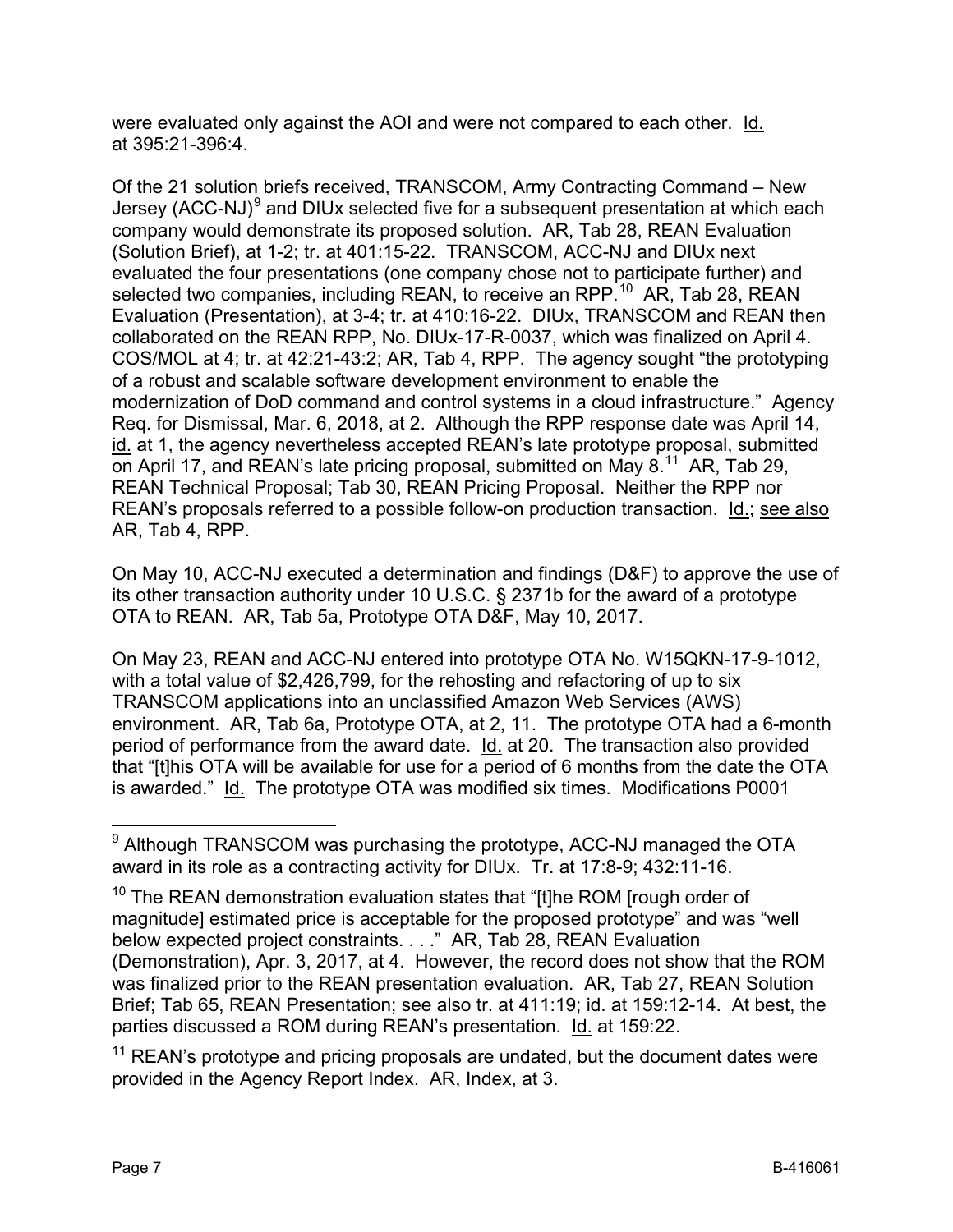were evaluated only against the AOI and were not compared to each other. Id. at 395:21-396:4.

Of the 21 solution briefs received, TRANSCOM, Army Contracting Command – New Jersey (ACC-NJ)[9] and DIUx selected five for a subsequent presentation at which each company would demonstrate its proposed solution. AR, Tab 28, REAN Evaluation (Solution Brief), at 1-2; tr. at 401:15-22. TRANSCOM, ACC-NJ and DIUx next evaluated the four presentations (one company chose not to participate further) and selected two companies, including REAN, to receive an RPP.[10] AR, Tab 28, REAN Evaluation (Presentation), at 3-4; tr. at 410:16-22. DIUx, TRANSCOM and REAN then collaborated on the REAN RPP, No. DIUx-17-R-0037, which was finalized on April 4. COS/MOL at 4; tr. at 42:21-43:2; AR, Tab 4, RPP. The agency sought "the prototyping of a robust and scalable software development environment to enable the modernization of DoD command and control systems in a cloud infrastructure." Agency Req. for Dismissal, Mar. 6, 2018, at 2. Although the RPP response date was April 14, id. at 1, the agency nevertheless accepted REAN's late prototype proposal, submitted on April 17, and REAN's late pricing proposal, submitted on May 8.[11] AR, Tab 29, REAN Technical Proposal; Tab 30, REAN Pricing Proposal. Neither the RPP nor REAN's proposals referred to a possible follow-on production transaction. Id.; see also AR, Tab 4, RPP.

On May 10, ACC-NJ executed a determination and findings (D&F) to approve the use of its other transaction authority under 10 U.S.C. § 2371b for the award of a prototype OTA to REAN. AR, Tab 5a, Prototype OTA D&F, May 10, 2017.

On May 23, REAN and ACC-NJ entered into prototype OTA No. W15QKN-17-9-1012, with a total value of $2,426,799, for the rehosting and refactoring of up to six TRANSCOM applications into an unclassified Amazon Web Services (AWS) environment. AR, Tab 6a, Prototype OTA, at 2, 11. The prototype OTA had a 6-month period of performance from the award date. Id. at 20. The transaction also provided that "[t]his OTA will be available for use for a period of 6 months from the date the OTA is awarded." Id. The prototype OTA was modified six times. Modifications P0001

---

[9] Although TRANSCOM was purchasing the prototype, ACC-NJ managed the OTA award in its role as a contracting activity for DIUx. Tr. at 17:8-9; 432:11-16.

[10] The REAN demonstration evaluation states that "[t]he ROM [rough order of magnitude] estimated price is acceptable for the proposed prototype" and was "well below expected project constraints. . . ." AR, Tab 28, REAN Evaluation (Demonstration), Apr. 3, 2017, at 4. However, the record does not show that the ROM was finalized prior to the REAN presentation evaluation. AR, Tab 27, REAN Solution Brief; Tab 65, REAN Presentation; see also tr. at 411:19; id. at 159:12-14. At best, the parties discussed a ROM during REAN's presentation. Id. at 159:22.

[11] REAN's prototype and pricing proposals are undated, but the document dates were provided in the Agency Report Index. AR, Index, at 3.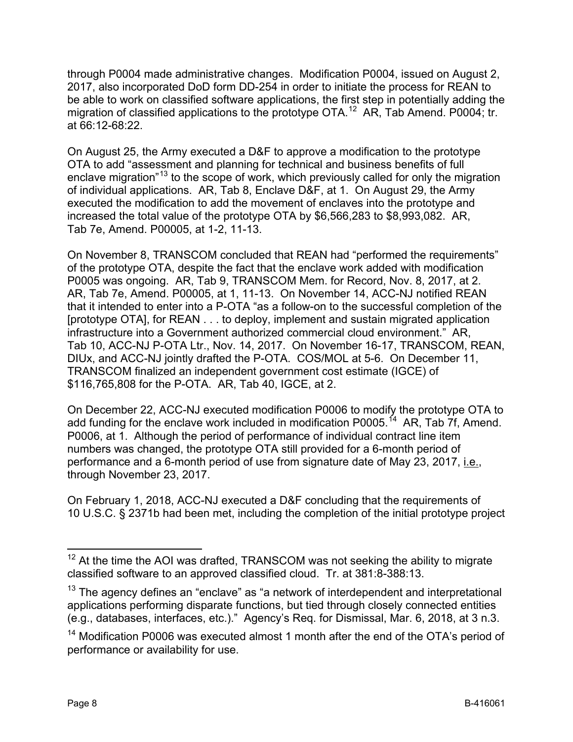through P0004 made administrative changes. Modification P0004, issued on August 2, 2017, also incorporated DoD form DD-254 in order to initiate the process for REAN to be able to work on classified software applications, the first step in potentially adding the migration of classified applications to the prototype OTA.[12] AR, Tab Amend. P0004; tr. at 66:12-68:22.

On August 25, the Army executed a D&F to approve a modification to the prototype OTA to add "assessment and planning for technical and business benefits of full enclave migration"[13] to the scope of work, which previously called for only the migration of individual applications. AR, Tab 8, Enclave D&F, at 1. On August 29, the Army executed the modification to add the movement of enclaves into the prototype and increased the total value of the prototype OTA by $6,566,283 to $8,993,082. AR, Tab 7e, Amend. P00005, at 1-2, 11-13.

On November 8, TRANSCOM concluded that REAN had "performed the requirements" of the prototype OTA, despite the fact that the enclave work added with modification P0005 was ongoing. AR, Tab 9, TRANSCOM Mem. for Record, Nov. 8, 2017, at 2. AR, Tab 7e, Amend. P00005, at 1, 11-13. On November 14, ACC-NJ notified REAN that it intended to enter into a P-OTA "as a follow-on to the successful completion of the [prototype OTA], for REAN . . . to deploy, implement and sustain migrated application infrastructure into a Government authorized commercial cloud environment." AR, Tab 10, ACC-NJ P-OTA Ltr., Nov. 14, 2017. On November 16-17, TRANSCOM, REAN, DIUx, and ACC-NJ jointly drafted the P-OTA. COS/MOL at 5-6. On December 11, TRANSCOM finalized an independent government cost estimate (IGCE) of $116,765,808 for the P-OTA. AR, Tab 40, IGCE, at 2.

On December 22, ACC-NJ executed modification P0006 to modify the prototype OTA to add funding for the enclave work included in modification P0005.[14] AR, Tab 7f, Amend. P0006, at 1. Although the period of performance of individual contract line item numbers was changed, the prototype OTA still provided for a 6-month period of performance and a 6-month period of use from signature date of May 23, 2017, i.e., through November 23, 2017.

On February 1, 2018, ACC-NJ executed a D&F concluding that the requirements of 10 U.S.C. § 2371b had been met, including the completion of the initial prototype project

---

[12] At the time the AOI was drafted, TRANSCOM was not seeking the ability to migrate classified software to an approved classified cloud. Tr. at 381:8-388:13.

[13] The agency defines an "enclave" as "a network of interdependent and interpretational applications performing disparate functions, but tied through closely connected entities (e.g., databases, interfaces, etc.)." Agency's Req. for Dismissal, Mar. 6, 2018, at 3 n.3.

[14] Modification P0006 was executed almost 1 month after the end of the OTA's period of performance or availability for use.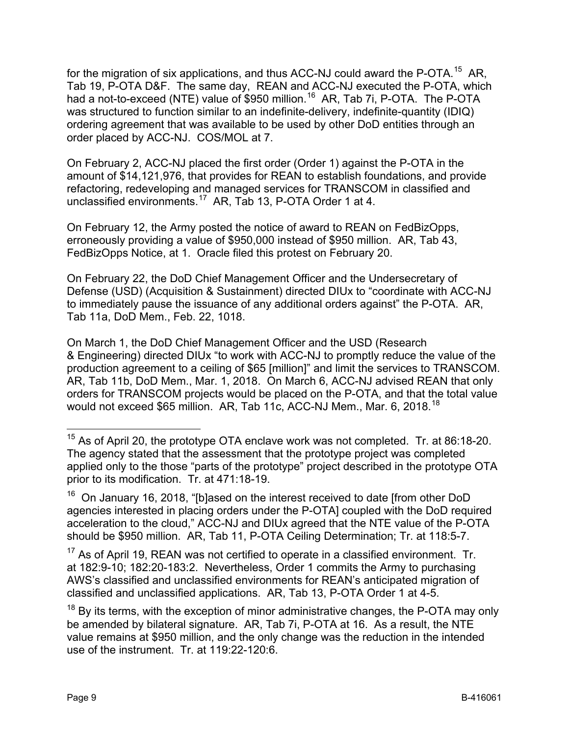for the migration of six applications, and thus ACC-NJ could award the P-OTA.[15] AR, Tab 19, P-OTA D&F. The same day, REAN and ACC-NJ executed the P-OTA, which had a not-to-exceed (NTE) value of $950 million.[16] AR, Tab 7i, P-OTA. The P-OTA was structured to function similar to an indefinite-delivery, indefinite-quantity (IDIQ) ordering agreement that was available to be used by other DoD entities through an order placed by ACC-NJ. COS/MOL at 7.

On February 2, ACC-NJ placed the first order (Order 1) against the P-OTA in the amount of $14,121,976, that provides for REAN to establish foundations, and provide refactoring, redeveloping and managed services for TRANSCOM in classified and unclassified environments.[17] AR, Tab 13, P-OTA Order 1 at 4.

On February 12, the Army posted the notice of award to REAN on FedBizOpps, erroneously providing a value of $950,000 instead of $950 million. AR, Tab 43, FedBizOpps Notice, at 1. Oracle filed this protest on February 20.

On February 22, the DoD Chief Management Officer and the Undersecretary of Defense (USD) (Acquisition & Sustainment) directed DIUx to "coordinate with ACC-NJ to immediately pause the issuance of any additional orders against" the P-OTA. AR, Tab 11a, DoD Mem., Feb. 22, 1018.

On March 1, the DoD Chief Management Officer and the USD (Research & Engineering) directed DIUx "to work with ACC-NJ to promptly reduce the value of the production agreement to a ceiling of $65 [million]" and limit the services to TRANSCOM. AR, Tab 11b, DoD Mem., Mar. 1, 2018. On March 6, ACC-NJ advised REAN that only orders for TRANSCOM projects would be placed on the P-OTA, and that the total value would not exceed $65 million. AR, Tab 11c, ACC-NJ Mem., Mar. 6, 2018.[18]

---

[15] As of April 20, the prototype OTA enclave work was not completed. Tr. at 86:18-20. The agency stated that the assessment that the prototype project was completed applied only to the those "parts of the prototype" project described in the prototype OTA prior to its modification. Tr. at 471:18-19.

[16] On January 16, 2018, "[b]ased on the interest received to date [from other DoD agencies interested in placing orders under the P-OTA] coupled with the DoD required acceleration to the cloud," ACC-NJ and DIUx agreed that the NTE value of the P-OTA should be $950 million. AR, Tab 11, P-OTA Ceiling Determination; Tr. at 118:5-7.

[17] As of April 19, REAN was not certified to operate in a classified environment. Tr. at 182:9-10; 182:20-183:2. Nevertheless, Order 1 commits the Army to purchasing AWS's classified and unclassified environments for REAN's anticipated migration of classified and unclassified applications. AR, Tab 13, P-OTA Order 1 at 4-5.

[18] By its terms, with the exception of minor administrative changes, the P-OTA may only be amended by bilateral signature. AR, Tab 7i, P-OTA at 16. As a result, the NTE value remains at $950 million, and the only change was the reduction in the intended use of the instrument. Tr. at 119:22-120:6.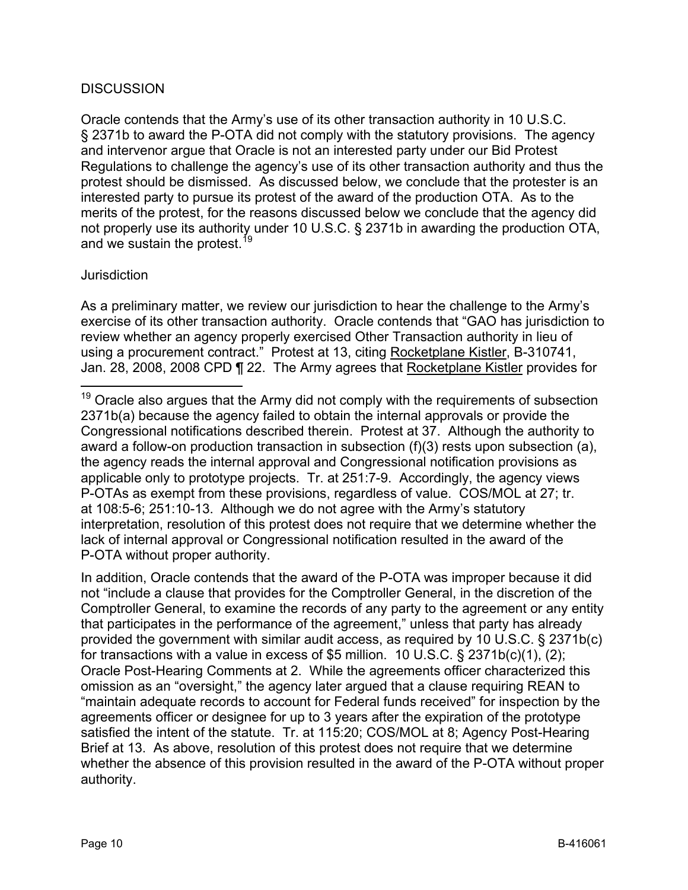DISCUSSION

Oracle contends that the Army's use of its other transaction authority in 10 U.S.C. § 2371b to award the P-OTA did not comply with the statutory provisions. The agency and intervenor argue that Oracle is not an interested party under our Bid Protest Regulations to challenge the agency's use of its other transaction authority and thus the protest should be dismissed. As discussed below, we conclude that the protester is an interested party to pursue its protest of the award of the production OTA. As to the merits of the protest, for the reasons discussed below we conclude that the agency did not properly use its authority under 10 U.S.C. § 2371b in awarding the production OTA, and we sustain the protest.[19]

Jurisdiction

As a preliminary matter, we review our jurisdiction to hear the challenge to the Army's exercise of its other transaction authority. Oracle contends that "GAO has jurisdiction to review whether an agency properly exercised Other Transaction authority in lieu of using a procurement contract." Protest at 13, citing Rocketplane Kistler, B-310741, Jan. 28, 2008, 2008 CPD ¶ 22. The Army agrees that Rocketplane Kistler provides for

[19] Oracle also argues that the Army did not comply with the requirements of subsection 2371b(a) because the agency failed to obtain the internal approvals or provide the Congressional notifications described therein. Protest at 37. Although the authority to award a follow-on production transaction in subsection (f)(3) rests upon subsection (a), the agency reads the internal approval and Congressional notification provisions as applicable only to prototype projects. Tr. at 251:7-9. Accordingly, the agency views P-OTAs as exempt from these provisions, regardless of value. COS/MOL at 27; tr. at 108:5-6; 251:10-13. Although we do not agree with the Army's statutory interpretation, resolution of this protest does not require that we determine whether the lack of internal approval or Congressional notification resulted in the award of the P-OTA without proper authority.

In addition, Oracle contends that the award of the P-OTA was improper because it did not "include a clause that provides for the Comptroller General, in the discretion of the Comptroller General, to examine the records of any party to the agreement or any entity that participates in the performance of the agreement," unless that party has already provided the government with similar audit access, as required by 10 U.S.C. § 2371b(c) for transactions with a value in excess of $5 million. 10 U.S.C. § 2371b(c)(1), (2); Oracle Post-Hearing Comments at 2. While the agreements officer characterized this omission as an "oversight," the agency later argued that a clause requiring REAN to "maintain adequate records to account for Federal funds received" for inspection by the agreements officer or designee for up to 3 years after the expiration of the prototype satisfied the intent of the statute. Tr. at 115:20; COS/MOL at 8; Agency Post-Hearing Brief at 13. As above, resolution of this protest does not require that we determine whether the absence of this provision resulted in the award of the P-OTA without proper authority.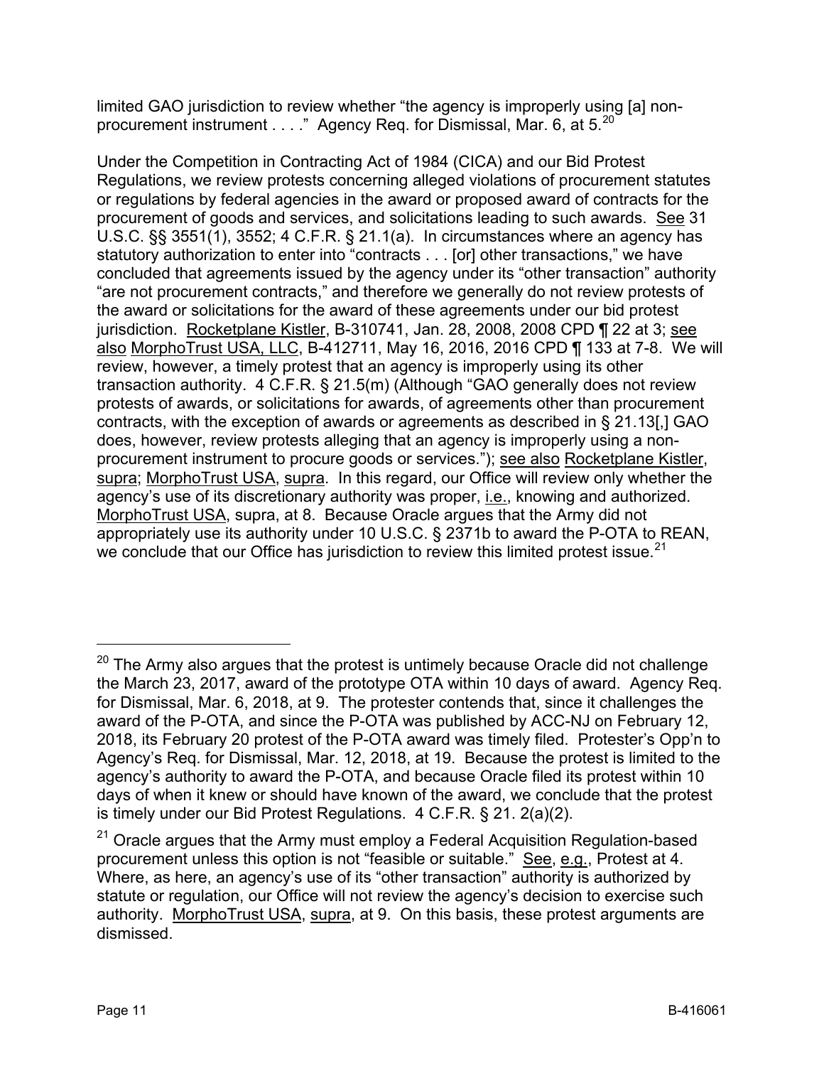limited GAO jurisdiction to review whether "the agency is improperly using [a] non-procurement instrument . . . ." Agency Req. for Dismissal, Mar. 6, at 5.[20]

Under the Competition in Contracting Act of 1984 (CICA) and our Bid Protest Regulations, we review protests concerning alleged violations of procurement statutes or regulations by federal agencies in the award or proposed award of contracts for the procurement of goods and services, and solicitations leading to such awards. See 31 U.S.C. §§ 3551(1), 3552; 4 C.F.R. § 21.1(a). In circumstances where an agency has statutory authorization to enter into "contracts . . . [or] other transactions," we have concluded that agreements issued by the agency under its "other transaction" authority "are not procurement contracts," and therefore we generally do not review protests of the award or solicitations for the award of these agreements under our bid protest jurisdiction. Rocketplane Kistler, B-310741, Jan. 28, 2008, 2008 CPD ¶ 22 at 3; see also MorphoTrust USA, LLC, B-412711, May 16, 2016, 2016 CPD ¶ 133 at 7-8. We will review, however, a timely protest that an agency is improperly using its other transaction authority. 4 C.F.R. § 21.5(m) (Although "GAO generally does not review protests of awards, or solicitations for awards, of agreements other than procurement contracts, with the exception of awards or agreements as described in § 21.13[,] GAO does, however, review protests alleging that an agency is improperly using a non-procurement instrument to procure goods or services."); see also Rocketplane Kistler, supra; MorphoTrust USA, supra. In this regard, our Office will review only whether the agency's use of its discretionary authority was proper, i.e., knowing and authorized. MorphoTrust USA, supra, at 8. Because Oracle argues that the Army did not appropriately use its authority under 10 U.S.C. § 2371b to award the P-OTA to REAN, we conclude that our Office has jurisdiction to review this limited protest issue.[21]

---

[20] The Army also argues that the protest is untimely because Oracle did not challenge the March 23, 2017, award of the prototype OTA within 10 days of award. Agency Req. for Dismissal, Mar. 6, 2018, at 9. The protester contends that, since it challenges the award of the P-OTA, and since the P-OTA was published by ACC-NJ on February 12, 2018, its February 20 protest of the P-OTA award was timely filed. Protester's Opp'n to Agency's Req. for Dismissal, Mar. 12, 2018, at 19. Because the protest is limited to the agency's authority to award the P-OTA, and because Oracle filed its protest within 10 days of when it knew or should have known of the award, we conclude that the protest is timely under our Bid Protest Regulations. 4 C.F.R. § 21. 2(a)(2).

[21] Oracle argues that the Army must employ a Federal Acquisition Regulation-based procurement unless this option is not "feasible or suitable." See, e.g., Protest at 4. Where, as here, an agency's use of its "other transaction" authority is authorized by statute or regulation, our Office will not review the agency's decision to exercise such authority. MorphoTrust USA, supra, at 9. On this basis, these protest arguments are dismissed.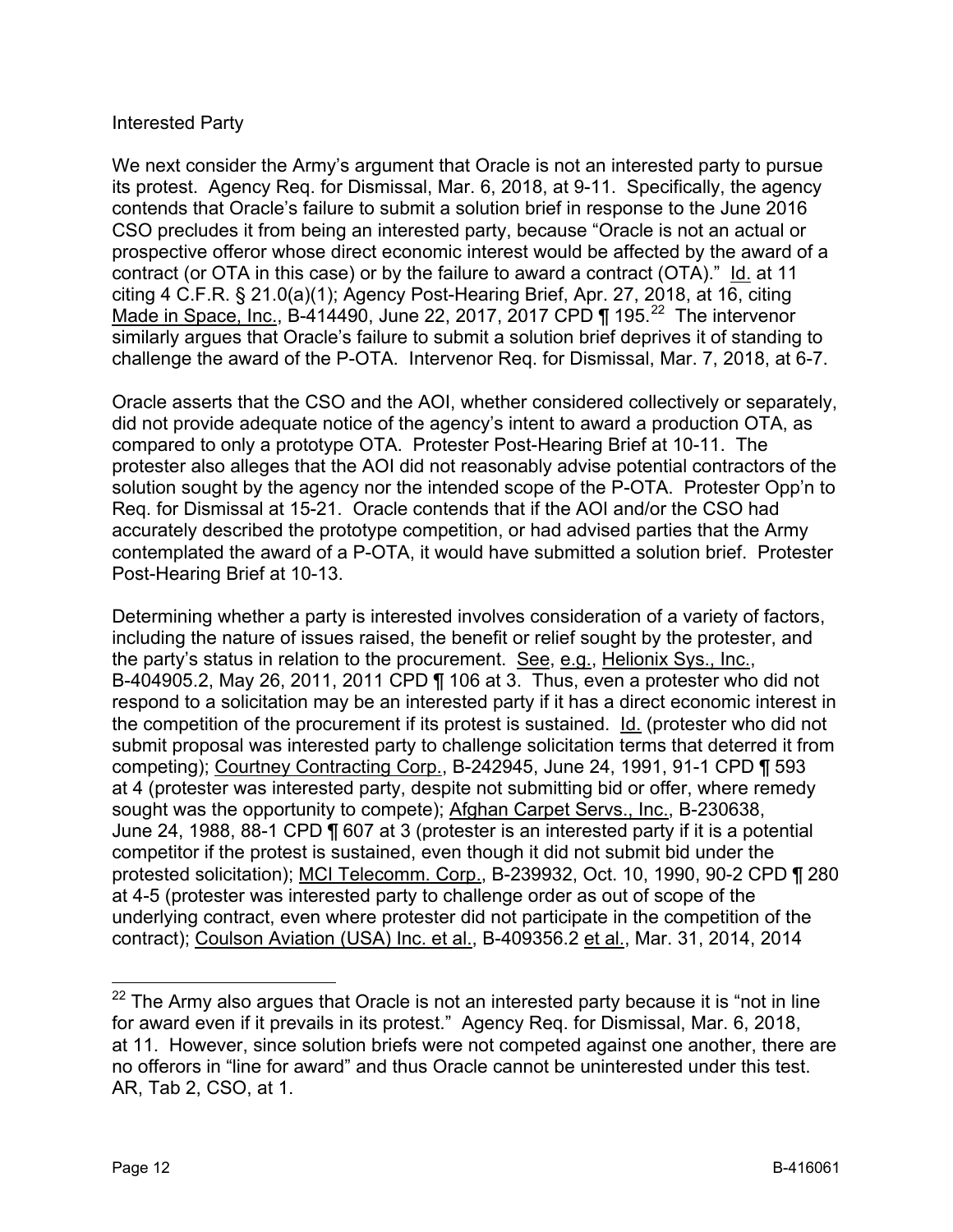Interested Party

We next consider the Army's argument that Oracle is not an interested party to pursue its protest. Agency Req. for Dismissal, Mar. 6, 2018, at 9-11. Specifically, the agency contends that Oracle's failure to submit a solution brief in response to the June 2016 CSO precludes it from being an interested party, because "Oracle is not an actual or prospective offeror whose direct economic interest would be affected by the award of a contract (or OTA in this case) or by the failure to award a contract (OTA)." Id. at 11 citing 4 C.F.R. § 21.0(a)(1); Agency Post-Hearing Brief, Apr. 27, 2018, at 16, citing Made in Space, Inc., B-414490, June 22, 2017, 2017 CPD ¶ 195.[22] The intervenor similarly argues that Oracle's failure to submit a solution brief deprives it of standing to challenge the award of the P-OTA. Intervenor Req. for Dismissal, Mar. 7, 2018, at 6-7.

Oracle asserts that the CSO and the AOI, whether considered collectively or separately, did not provide adequate notice of the agency's intent to award a production OTA, as compared to only a prototype OTA. Protester Post-Hearing Brief at 10-11. The protester also alleges that the AOI did not reasonably advise potential contractors of the solution sought by the agency nor the intended scope of the P-OTA. Protester Opp'n to Req. for Dismissal at 15-21. Oracle contends that if the AOI and/or the CSO had accurately described the prototype competition, or had advised parties that the Army contemplated the award of a P-OTA, it would have submitted a solution brief. Protester Post-Hearing Brief at 10-13.

Determining whether a party is interested involves consideration of a variety of factors, including the nature of issues raised, the benefit or relief sought by the protester, and the party's status in relation to the procurement. See, e.g., Helionix Sys., Inc., B-404905.2, May 26, 2011, 2011 CPD ¶ 106 at 3. Thus, even a protester who did not respond to a solicitation may be an interested party if it has a direct economic interest in the competition of the procurement if its protest is sustained. Id. (protester who did not submit proposal was interested party to challenge solicitation terms that deterred it from competing); Courtney Contracting Corp., B-242945, June 24, 1991, 91-1 CPD ¶ 593 at 4 (protester was interested party, despite not submitting bid or offer, where remedy sought was the opportunity to compete); Afghan Carpet Servs., Inc., B-230638, June 24, 1988, 88-1 CPD ¶ 607 at 3 (protester is an interested party if it is a potential competitor if the protest is sustained, even though it did not submit bid under the protested solicitation); MCI Telecomm. Corp., B-239932, Oct. 10, 1990, 90-2 CPD ¶ 280 at 4-5 (protester was interested party to challenge order as out of scope of the underlying contract, even where protester did not participate in the competition of the contract); Coulson Aviation (USA) Inc. et al., B-409356.2 et al., Mar. 31, 2014, 2014

---

[22] The Army also argues that Oracle is not an interested party because it is "not in line for award even if it prevails in its protest." Agency Req. for Dismissal, Mar. 6, 2018, at 11. However, since solution briefs were not competed against one another, there are no offerors in "line for award" and thus Oracle cannot be uninterested under this test. AR, Tab 2, CSO, at 1.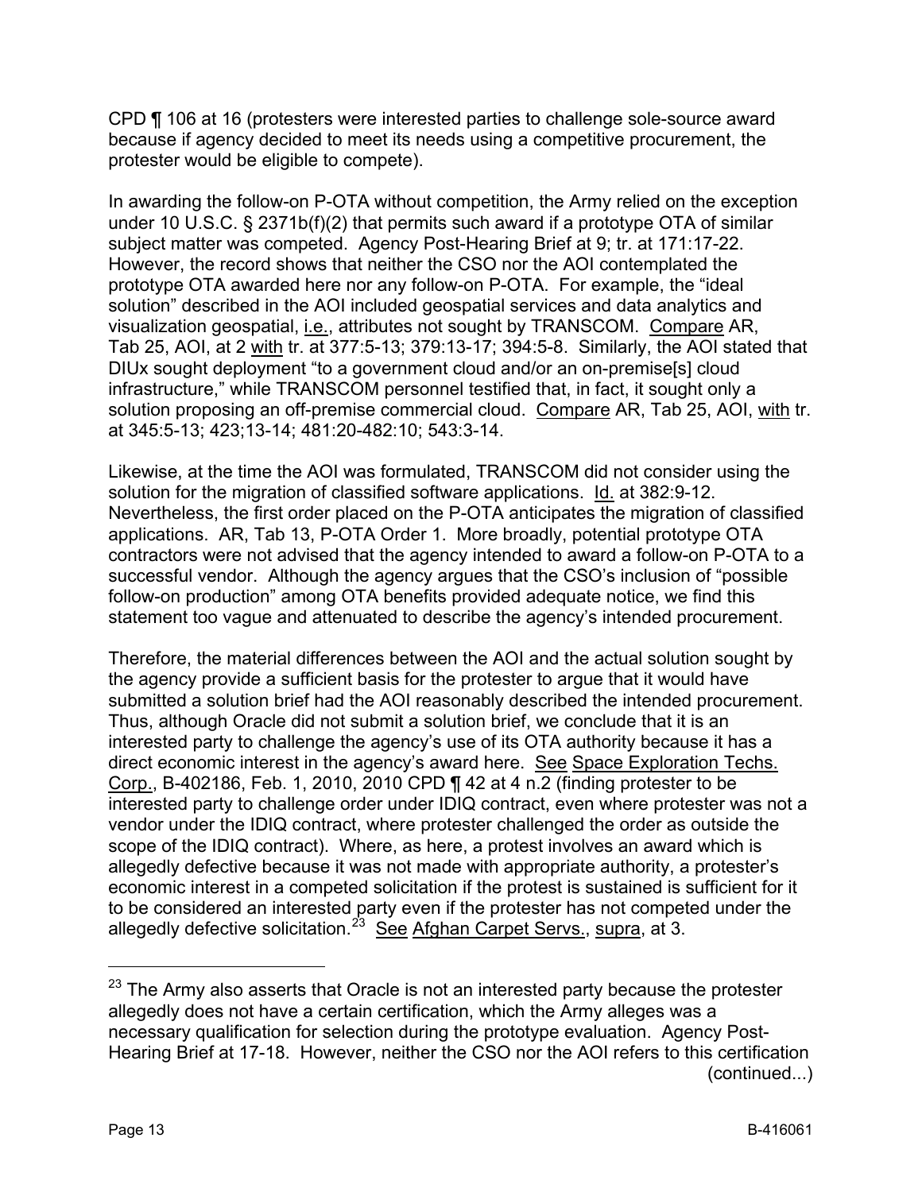CPD ¶ 106 at 16 (protesters were interested parties to challenge sole-source award because if agency decided to meet its needs using a competitive procurement, the protester would be eligible to compete).

In awarding the follow-on P-OTA without competition, the Army relied on the exception under 10 U.S.C. § 2371b(f)(2) that permits such award if a prototype OTA of similar subject matter was competed. Agency Post-Hearing Brief at 9; tr. at 171:17-22. However, the record shows that neither the CSO nor the AOI contemplated the prototype OTA awarded here nor any follow-on P-OTA. For example, the "ideal solution" described in the AOI included geospatial services and data analytics and visualization geospatial, i.e., attributes not sought by TRANSCOM. Compare AR, Tab 25, AOI, at 2 with tr. at 377:5-13; 379:13-17; 394:5-8. Similarly, the AOI stated that DIUx sought deployment "to a government cloud and/or an on-premise[s] cloud infrastructure," while TRANSCOM personnel testified that, in fact, it sought only a solution proposing an off-premise commercial cloud. Compare AR, Tab 25, AOI, with tr. at 345:5-13; 423;13-14; 481:20-482:10; 543:3-14.

Likewise, at the time the AOI was formulated, TRANSCOM did not consider using the solution for the migration of classified software applications. Id. at 382:9-12. Nevertheless, the first order placed on the P-OTA anticipates the migration of classified applications. AR, Tab 13, P-OTA Order 1. More broadly, potential prototype OTA contractors were not advised that the agency intended to award a follow-on P-OTA to a successful vendor. Although the agency argues that the CSO's inclusion of "possible follow-on production" among OTA benefits provided adequate notice, we find this statement too vague and attenuated to describe the agency's intended procurement.

Therefore, the material differences between the AOI and the actual solution sought by the agency provide a sufficient basis for the protester to argue that it would have submitted a solution brief had the AOI reasonably described the intended procurement. Thus, although Oracle did not submit a solution brief, we conclude that it is an interested party to challenge the agency's use of its OTA authority because it has a direct economic interest in the agency's award here. See Space Exploration Techs. Corp., B-402186, Feb. 1, 2010, 2010 CPD ¶ 42 at 4 n.2 (finding protester to be interested party to challenge order under IDIQ contract, even where protester was not a vendor under the IDIQ contract, where protester challenged the order as outside the scope of the IDIQ contract). Where, as here, a protest involves an award which is allegedly defective because it was not made with appropriate authority, a protester's economic interest in a competed solicitation if the protest is sustained is sufficient for it to be considered an interested party even if the protester has not competed under the allegedly defective solicitation.[23] See Afghan Carpet Servs., supra, at 3.

---

[23] The Army also asserts that Oracle is not an interested party because the protester allegedly does not have a certain certification, which the Army alleges was a necessary qualification for selection during the prototype evaluation. Agency Post-Hearing Brief at 17-18. However, neither the CSO nor the AOI refers to this certification (continued...)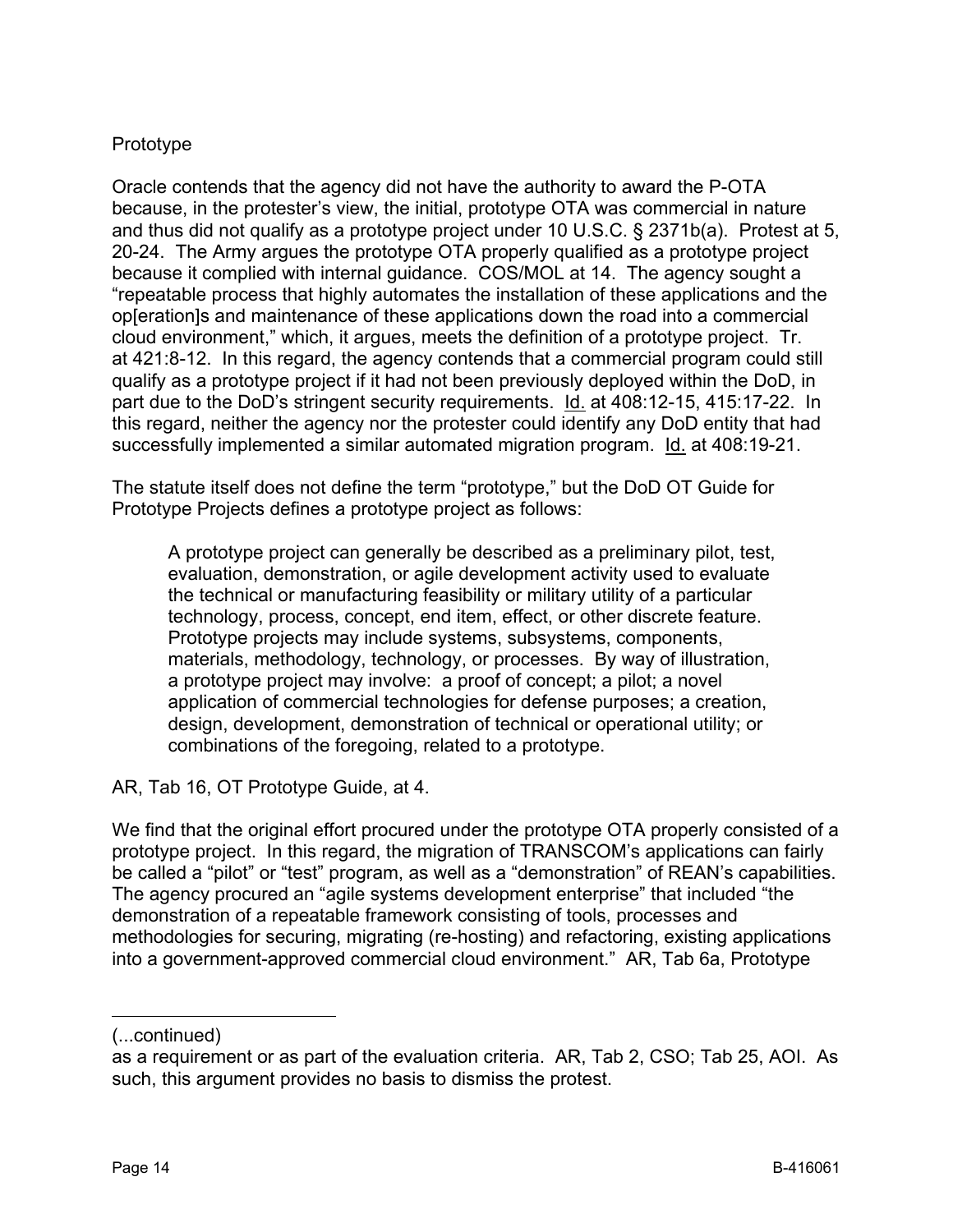Prototype

Oracle contends that the agency did not have the authority to award the P-OTA because, in the protester's view, the initial, prototype OTA was commercial in nature and thus did not qualify as a prototype project under 10 U.S.C. § 2371b(a). Protest at 5, 20-24. The Army argues the prototype OTA properly qualified as a prototype project because it complied with internal guidance. COS/MOL at 14. The agency sought a "repeatable process that highly automates the installation of these applications and the op[eration]s and maintenance of these applications down the road into a commercial cloud environment," which, it argues, meets the definition of a prototype project. Tr. at 421:8-12. In this regard, the agency contends that a commercial program could still qualify as a prototype project if it had not been previously deployed within the DoD, in part due to the DoD's stringent security requirements. Id. at 408:12-15, 415:17-22. In this regard, neither the agency nor the protester could identify any DoD entity that had successfully implemented a similar automated migration program. Id. at 408:19-21.

The statute itself does not define the term "prototype," but the DoD OT Guide for Prototype Projects defines a prototype project as follows:

> A prototype project can generally be described as a preliminary pilot, test, evaluation, demonstration, or agile development activity used to evaluate the technical or manufacturing feasibility or military utility of a particular technology, process, concept, end item, effect, or other discrete feature. Prototype projects may include systems, subsystems, components, materials, methodology, technology, or processes. By way of illustration, a prototype project may involve: a proof of concept; a pilot; a novel application of commercial technologies for defense purposes; a creation, design, development, demonstration of technical or operational utility; or combinations of the foregoing, related to a prototype.

AR, Tab 16, OT Prototype Guide, at 4.

We find that the original effort procured under the prototype OTA properly consisted of a prototype project. In this regard, the migration of TRANSCOM's applications can fairly be called a "pilot" or "test" program, as well as a "demonstration" of REAN's capabilities. The agency procured an "agile systems development enterprise" that included "the demonstration of a repeatable framework consisting of tools, processes and methodologies for securing, migrating (re-hosting) and refactoring, existing applications into a government-approved commercial cloud environment." AR, Tab 6a, Prototype

---

(...continued)
as a requirement or as part of the evaluation criteria. AR, Tab 2, CSO; Tab 25, AOI. As such, this argument provides no basis to dismiss the protest.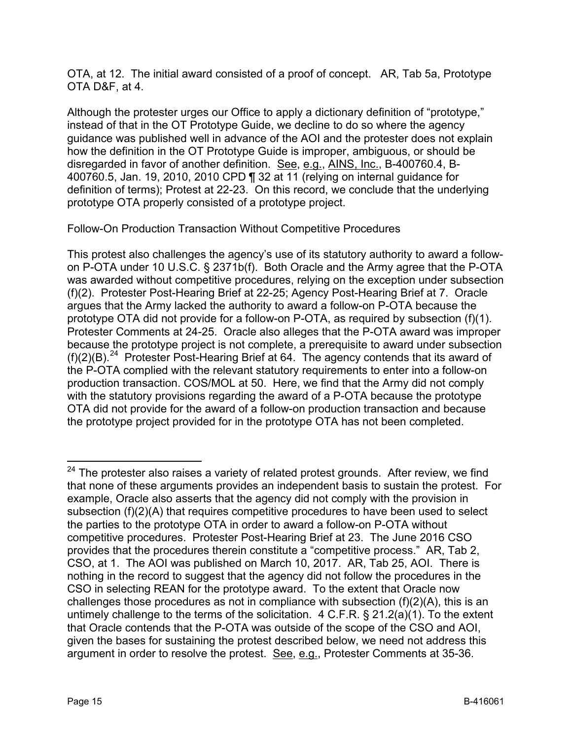OTA, at 12. The initial award consisted of a proof of concept. AR, Tab 5a, Prototype OTA D&F, at 4.

Although the protester urges our Office to apply a dictionary definition of "prototype," instead of that in the OT Prototype Guide, we decline to do so where the agency guidance was published well in advance of the AOI and the protester does not explain how the definition in the OT Prototype Guide is improper, ambiguous, or should be disregarded in favor of another definition. See, e.g., AINS, Inc., B-400760.4, B-400760.5, Jan. 19, 2010, 2010 CPD ¶ 32 at 11 (relying on internal guidance for definition of terms); Protest at 22-23. On this record, we conclude that the underlying prototype OTA properly consisted of a prototype project.

Follow-On Production Transaction Without Competitive Procedures

This protest also challenges the agency's use of its statutory authority to award a follow-on P-OTA under 10 U.S.C. § 2371b(f). Both Oracle and the Army agree that the P-OTA was awarded without competitive procedures, relying on the exception under subsection (f)(2). Protester Post-Hearing Brief at 22-25; Agency Post-Hearing Brief at 7. Oracle argues that the Army lacked the authority to award a follow-on P-OTA because the prototype OTA did not provide for a follow-on P-OTA, as required by subsection (f)(1). Protester Comments at 24-25. Oracle also alleges that the P-OTA award was improper because the prototype project is not complete, a prerequisite to award under subsection (f)(2)(B).[24] Protester Post-Hearing Brief at 64. The agency contends that its award of the P-OTA complied with the relevant statutory requirements to enter into a follow-on production transaction. COS/MOL at 50. Here, we find that the Army did not comply with the statutory provisions regarding the award of a P-OTA because the prototype OTA did not provide for the award of a follow-on production transaction and because the prototype project provided for in the prototype OTA has not been completed.

---

[24] The protester also raises a variety of related protest grounds. After review, we find that none of these arguments provides an independent basis to sustain the protest. For example, Oracle also asserts that the agency did not comply with the provision in subsection (f)(2)(A) that requires competitive procedures to have been used to select the parties to the prototype OTA in order to award a follow-on P-OTA without competitive procedures. Protester Post-Hearing Brief at 23. The June 2016 CSO provides that the procedures therein constitute a "competitive process." AR, Tab 2, CSO, at 1. The AOI was published on March 10, 2017. AR, Tab 25, AOI. There is nothing in the record to suggest that the agency did not follow the procedures in the CSO in selecting REAN for the prototype award. To the extent that Oracle now challenges those procedures as not in compliance with subsection (f)(2)(A), this is an untimely challenge to the terms of the solicitation. 4 C.F.R. § 21.2(a)(1). To the extent that Oracle contends that the P-OTA was outside of the scope of the CSO and AOI, given the bases for sustaining the protest described below, we need not address this argument in order to resolve the protest. See, e.g., Protester Comments at 35-36.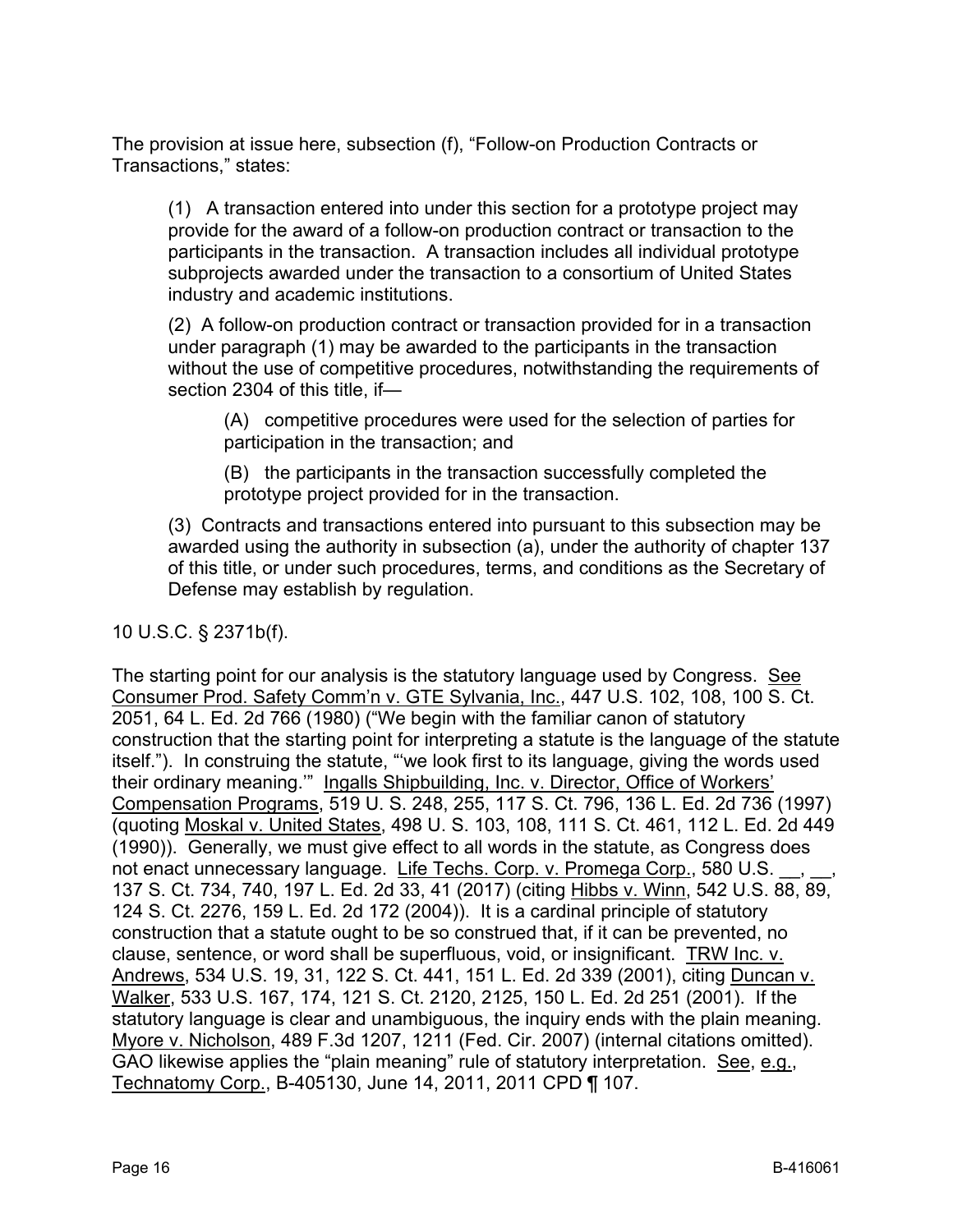The provision at issue here, subsection (f), "Follow-on Production Contracts or Transactions," states:

> (1) A transaction entered into under this section for a prototype project may provide for the award of a follow-on production contract or transaction to the participants in the transaction. A transaction includes all individual prototype subprojects awarded under the transaction to a consortium of United States industry and academic institutions.
>
> (2) A follow-on production contract or transaction provided for in a transaction under paragraph (1) may be awarded to the participants in the transaction without the use of competitive procedures, notwithstanding the requirements of section 2304 of this title, if—
>
> > (A) competitive procedures were used for the selection of parties for participation in the transaction; and
> >
> > (B) the participants in the transaction successfully completed the prototype project provided for in the transaction.
>
> (3) Contracts and transactions entered into pursuant to this subsection may be awarded using the authority in subsection (a), under the authority of chapter 137 of this title, or under such procedures, terms, and conditions as the Secretary of Defense may establish by regulation.

10 U.S.C. § 2371b(f).

The starting point for our analysis is the statutory language used by Congress. See Consumer Prod. Safety Comm'n v. GTE Sylvania, Inc., 447 U.S. 102, 108, 100 S. Ct. 2051, 64 L. Ed. 2d 766 (1980) ("We begin with the familiar canon of statutory construction that the starting point for interpreting a statute is the language of the statute itself."). In construing the statute, "'we look first to its language, giving the words used their ordinary meaning.'" Ingalls Shipbuilding, Inc. v. Director, Office of Workers' Compensation Programs, 519 U. S. 248, 255, 117 S. Ct. 796, 136 L. Ed. 2d 736 (1997) (quoting Moskal v. United States, 498 U. S. 103, 108, 111 S. Ct. 461, 112 L. Ed. 2d 449 (1990)). Generally, we must give effect to all words in the statute, as Congress does not enact unnecessary language. Life Techs. Corp. v. Promega Corp., 580 U.S. __, __, 137 S. Ct. 734, 740, 197 L. Ed. 2d 33, 41 (2017) (citing Hibbs v. Winn, 542 U.S. 88, 89, 124 S. Ct. 2276, 159 L. Ed. 2d 172 (2004)). It is a cardinal principle of statutory construction that a statute ought to be so construed that, if it can be prevented, no clause, sentence, or word shall be superfluous, void, or insignificant. TRW Inc. v. Andrews, 534 U.S. 19, 31, 122 S. Ct. 441, 151 L. Ed. 2d 339 (2001), citing Duncan v. Walker, 533 U.S. 167, 174, 121 S. Ct. 2120, 2125, 150 L. Ed. 2d 251 (2001). If the statutory language is clear and unambiguous, the inquiry ends with the plain meaning. Myore v. Nicholson, 489 F.3d 1207, 1211 (Fed. Cir. 2007) (internal citations omitted). GAO likewise applies the "plain meaning" rule of statutory interpretation. See, e.g., Technatomy Corp., B-405130, June 14, 2011, 2011 CPD ¶ 107.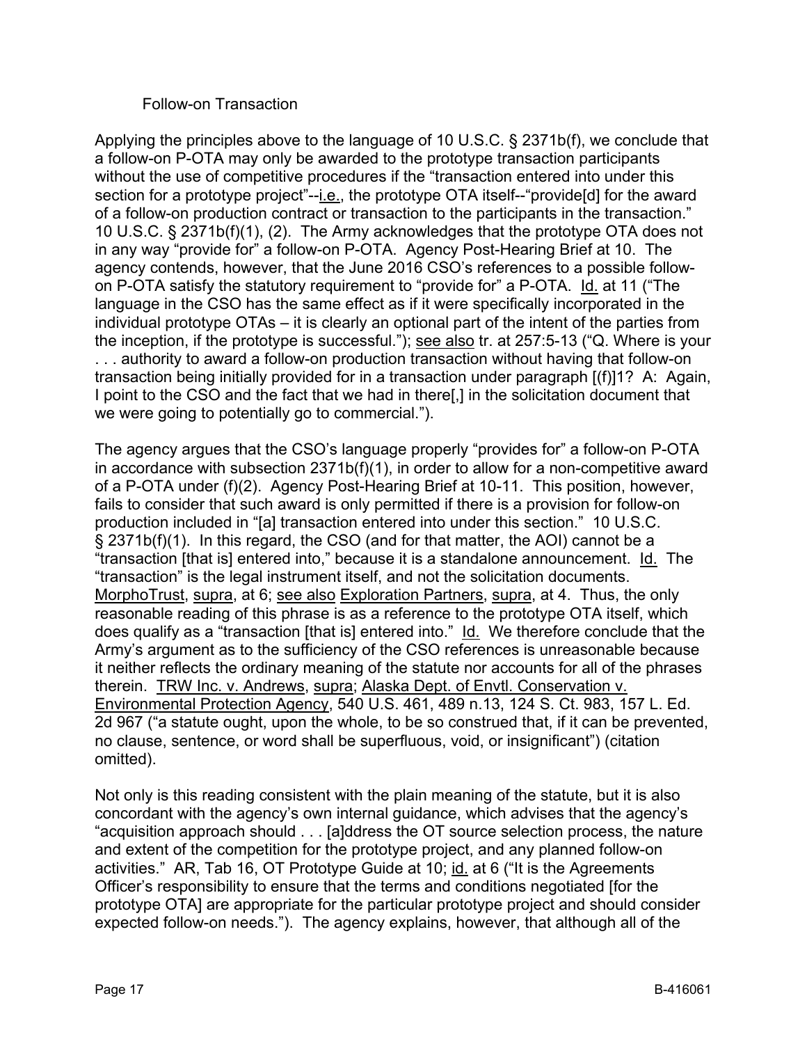Follow-on Transaction

Applying the principles above to the language of 10 U.S.C. § 2371b(f), we conclude that a follow-on P-OTA may only be awarded to the prototype transaction participants without the use of competitive procedures if the "transaction entered into under this section for a prototype project"--i.e., the prototype OTA itself--"provide[d] for the award of a follow-on production contract or transaction to the participants in the transaction." 10 U.S.C. § 2371b(f)(1), (2). The Army acknowledges that the prototype OTA does not in any way "provide for" a follow-on P-OTA. Agency Post-Hearing Brief at 10. The agency contends, however, that the June 2016 CSO's references to a possible follow-on P-OTA satisfy the statutory requirement to "provide for" a P-OTA. Id. at 11 ("The language in the CSO has the same effect as if it were specifically incorporated in the individual prototype OTAs – it is clearly an optional part of the intent of the parties from the inception, if the prototype is successful."); see also tr. at 257:5-13 ("Q. Where is your . . . authority to award a follow-on production transaction without having that follow-on transaction being initially provided for in a transaction under paragraph [(f)]1? A: Again, I point to the CSO and the fact that we had in there[,] in the solicitation document that we were going to potentially go to commercial.").

The agency argues that the CSO's language properly "provides for" a follow-on P-OTA in accordance with subsection 2371b(f)(1), in order to allow for a non-competitive award of a P-OTA under (f)(2). Agency Post-Hearing Brief at 10-11. This position, however, fails to consider that such award is only permitted if there is a provision for follow-on production included in "[a] transaction entered into under this section." 10 U.S.C. § 2371b(f)(1). In this regard, the CSO (and for that matter, the AOI) cannot be a "transaction [that is] entered into," because it is a standalone announcement. Id. The "transaction" is the legal instrument itself, and not the solicitation documents. MorphoTrust, supra, at 6; see also Exploration Partners, supra, at 4. Thus, the only reasonable reading of this phrase is as a reference to the prototype OTA itself, which does qualify as a "transaction [that is] entered into." Id. We therefore conclude that the Army's argument as to the sufficiency of the CSO references is unreasonable because it neither reflects the ordinary meaning of the statute nor accounts for all of the phrases therein. TRW Inc. v. Andrews, supra; Alaska Dept. of Envtl. Conservation v. Environmental Protection Agency, 540 U.S. 461, 489 n.13, 124 S. Ct. 983, 157 L. Ed. 2d 967 ("a statute ought, upon the whole, to be so construed that, if it can be prevented, no clause, sentence, or word shall be superfluous, void, or insignificant") (citation omitted).

Not only is this reading consistent with the plain meaning of the statute, but it is also concordant with the agency's own internal guidance, which advises that the agency's "acquisition approach should . . . [a]ddress the OT source selection process, the nature and extent of the competition for the prototype project, and any planned follow-on activities." AR, Tab 16, OT Prototype Guide at 10; id. at 6 ("It is the Agreements Officer's responsibility to ensure that the terms and conditions negotiated [for the prototype OTA] are appropriate for the particular prototype project and should consider expected follow-on needs."). The agency explains, however, that although all of the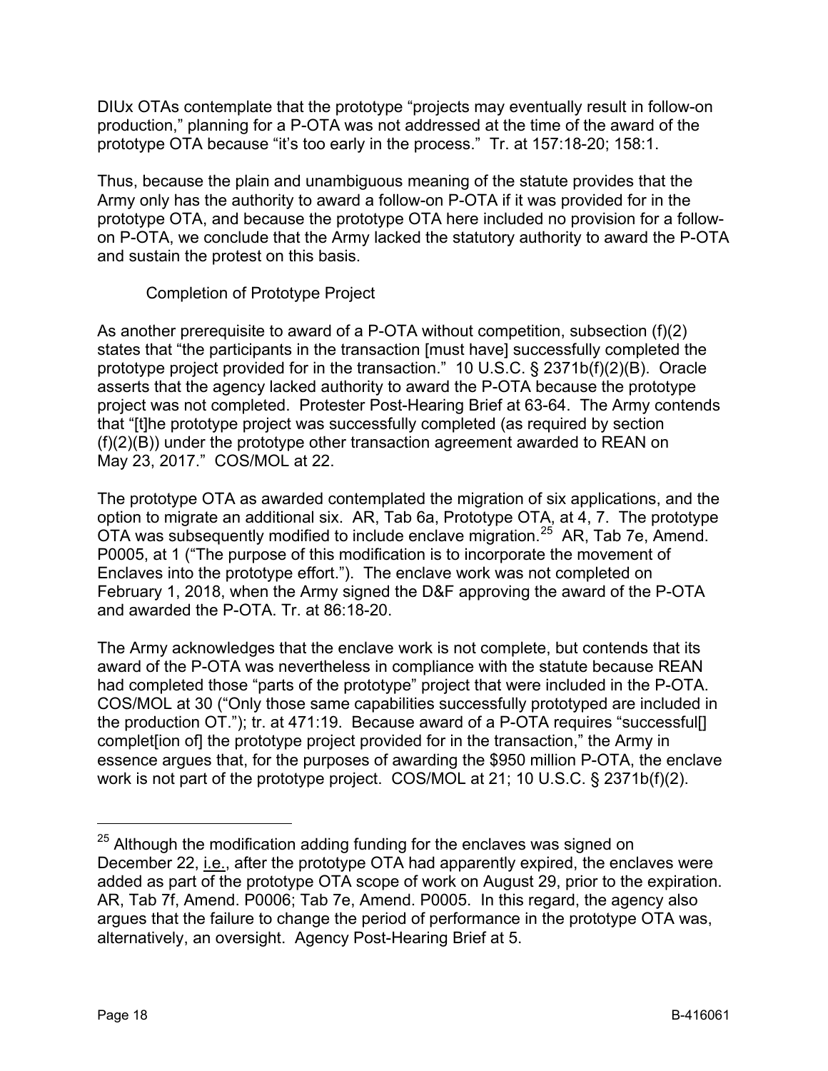DIUx OTAs contemplate that the prototype "projects may eventually result in follow-on production," planning for a P-OTA was not addressed at the time of the award of the prototype OTA because "it's too early in the process." Tr. at 157:18-20; 158:1.

Thus, because the plain and unambiguous meaning of the statute provides that the Army only has the authority to award a follow-on P-OTA if it was provided for in the prototype OTA, and because the prototype OTA here included no provision for a follow-on P-OTA, we conclude that the Army lacked the statutory authority to award the P-OTA and sustain the protest on this basis.

### Completion of Prototype Project

As another prerequisite to award of a P-OTA without competition, subsection (f)(2) states that "the participants in the transaction [must have] successfully completed the prototype project provided for in the transaction." 10 U.S.C. § 2371b(f)(2)(B). Oracle asserts that the agency lacked authority to award the P-OTA because the prototype project was not completed. Protester Post-Hearing Brief at 63-64. The Army contends that "[t]he prototype project was successfully completed (as required by section (f)(2)(B)) under the prototype other transaction agreement awarded to REAN on May 23, 2017." COS/MOL at 22.

The prototype OTA as awarded contemplated the migration of six applications, and the option to migrate an additional six. AR, Tab 6a, Prototype OTA, at 4, 7. The prototype OTA was subsequently modified to include enclave migration.[25] AR, Tab 7e, Amend. P0005, at 1 ("The purpose of this modification is to incorporate the movement of Enclaves into the prototype effort."). The enclave work was not completed on February 1, 2018, when the Army signed the D&F approving the award of the P-OTA and awarded the P-OTA. Tr. at 86:18-20.

The Army acknowledges that the enclave work is not complete, but contends that its award of the P-OTA was nevertheless in compliance with the statute because REAN had completed those "parts of the prototype" project that were included in the P-OTA. COS/MOL at 30 ("Only those same capabilities successfully prototyped are included in the production OT."); tr. at 471:19. Because award of a P-OTA requires "successful[] complet[ion of] the prototype project provided for in the transaction," the Army in essence argues that, for the purposes of awarding the $950 million P-OTA, the enclave work is not part of the prototype project. COS/MOL at 21; 10 U.S.C. § 2371b(f)(2).

---

[25] Although the modification adding funding for the enclaves was signed on December 22, i.e., after the prototype OTA had apparently expired, the enclaves were added as part of the prototype OTA scope of work on August 29, prior to the expiration. AR, Tab 7f, Amend. P0006; Tab 7e, Amend. P0005. In this regard, the agency also argues that the failure to change the period of performance in the prototype OTA was, alternatively, an oversight. Agency Post-Hearing Brief at 5.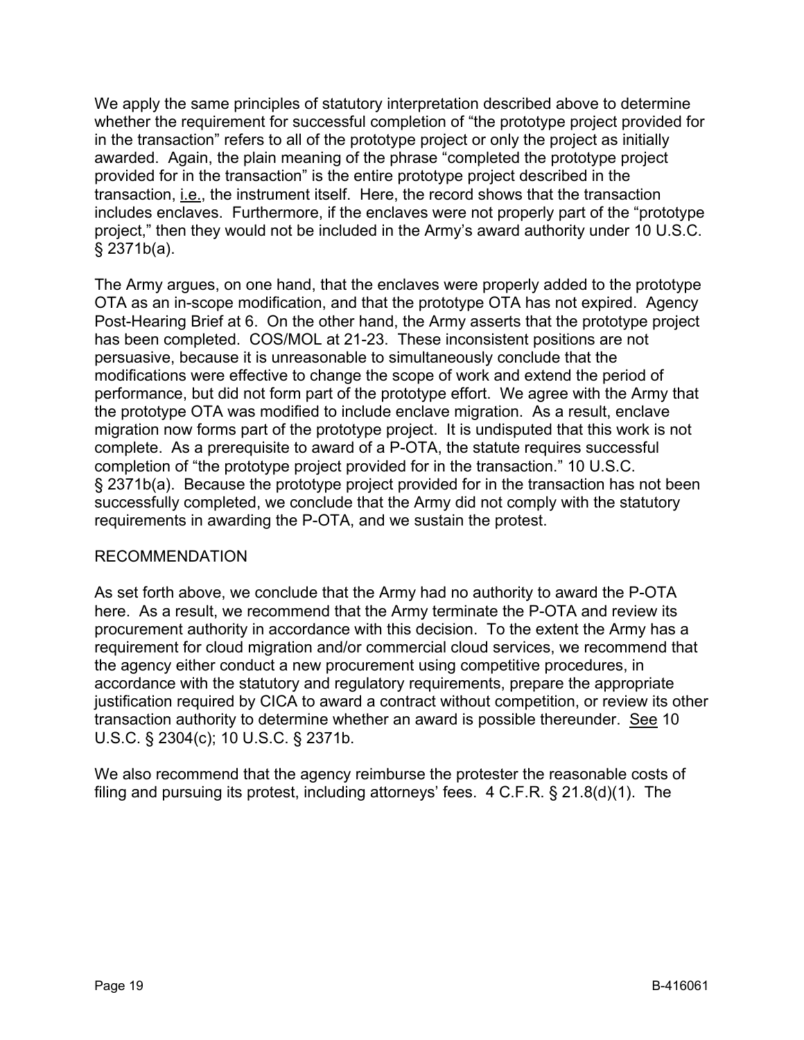We apply the same principles of statutory interpretation described above to determine whether the requirement for successful completion of "the prototype project provided for in the transaction" refers to all of the prototype project or only the project as initially awarded. Again, the plain meaning of the phrase "completed the prototype project provided for in the transaction" is the entire prototype project described in the transaction, i.e., the instrument itself. Here, the record shows that the transaction includes enclaves. Furthermore, if the enclaves were not properly part of the "prototype project," then they would not be included in the Army's award authority under 10 U.S.C. § 2371b(a).

The Army argues, on one hand, that the enclaves were properly added to the prototype OTA as an in-scope modification, and that the prototype OTA has not expired. Agency Post-Hearing Brief at 6. On the other hand, the Army asserts that the prototype project has been completed. COS/MOL at 21-23. These inconsistent positions are not persuasive, because it is unreasonable to simultaneously conclude that the modifications were effective to change the scope of work and extend the period of performance, but did not form part of the prototype effort. We agree with the Army that the prototype OTA was modified to include enclave migration. As a result, enclave migration now forms part of the prototype project. It is undisputed that this work is not complete. As a prerequisite to award of a P-OTA, the statute requires successful completion of "the prototype project provided for in the transaction." 10 U.S.C. § 2371b(a). Because the prototype project provided for in the transaction has not been successfully completed, we conclude that the Army did not comply with the statutory requirements in awarding the P-OTA, and we sustain the protest.

## RECOMMENDATION

As set forth above, we conclude that the Army had no authority to award the P-OTA here. As a result, we recommend that the Army terminate the P-OTA and review its procurement authority in accordance with this decision. To the extent the Army has a requirement for cloud migration and/or commercial cloud services, we recommend that the agency either conduct a new procurement using competitive procedures, in accordance with the statutory and regulatory requirements, prepare the appropriate justification required by CICA to award a contract without competition, or review its other transaction authority to determine whether an award is possible thereunder. See 10 U.S.C. § 2304(c); 10 U.S.C. § 2371b.

We also recommend that the agency reimburse the protester the reasonable costs of filing and pursuing its protest, including attorneys' fees. 4 C.F.R. § 21.8(d)(1). The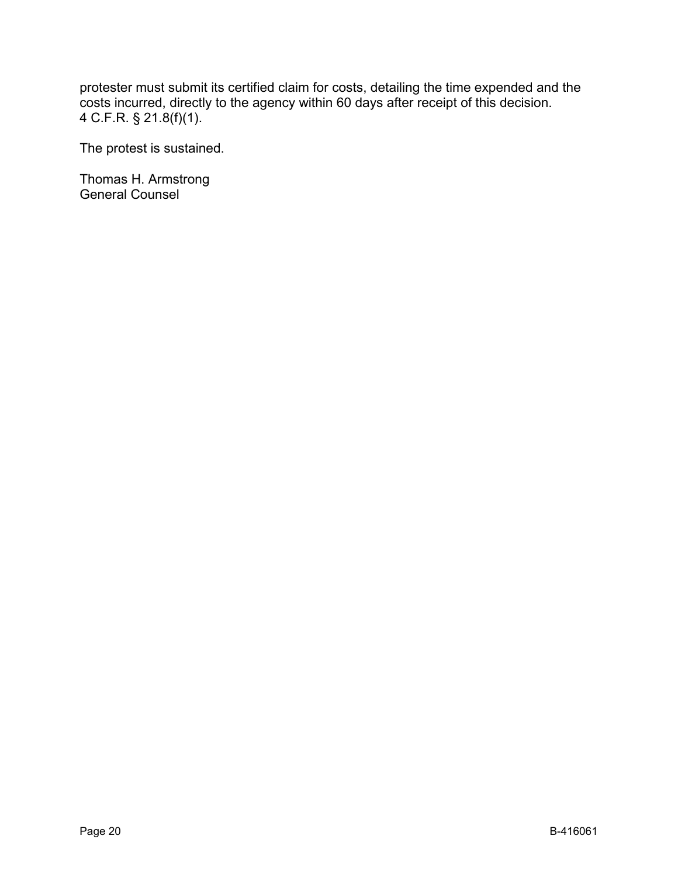protester must submit its certified claim for costs, detailing the time expended and the costs incurred, directly to the agency within 60 days after receipt of this decision. 4 C.F.R. § 21.8(f)(1).

The protest is sustained.

Thomas H. Armstrong
General Counsel